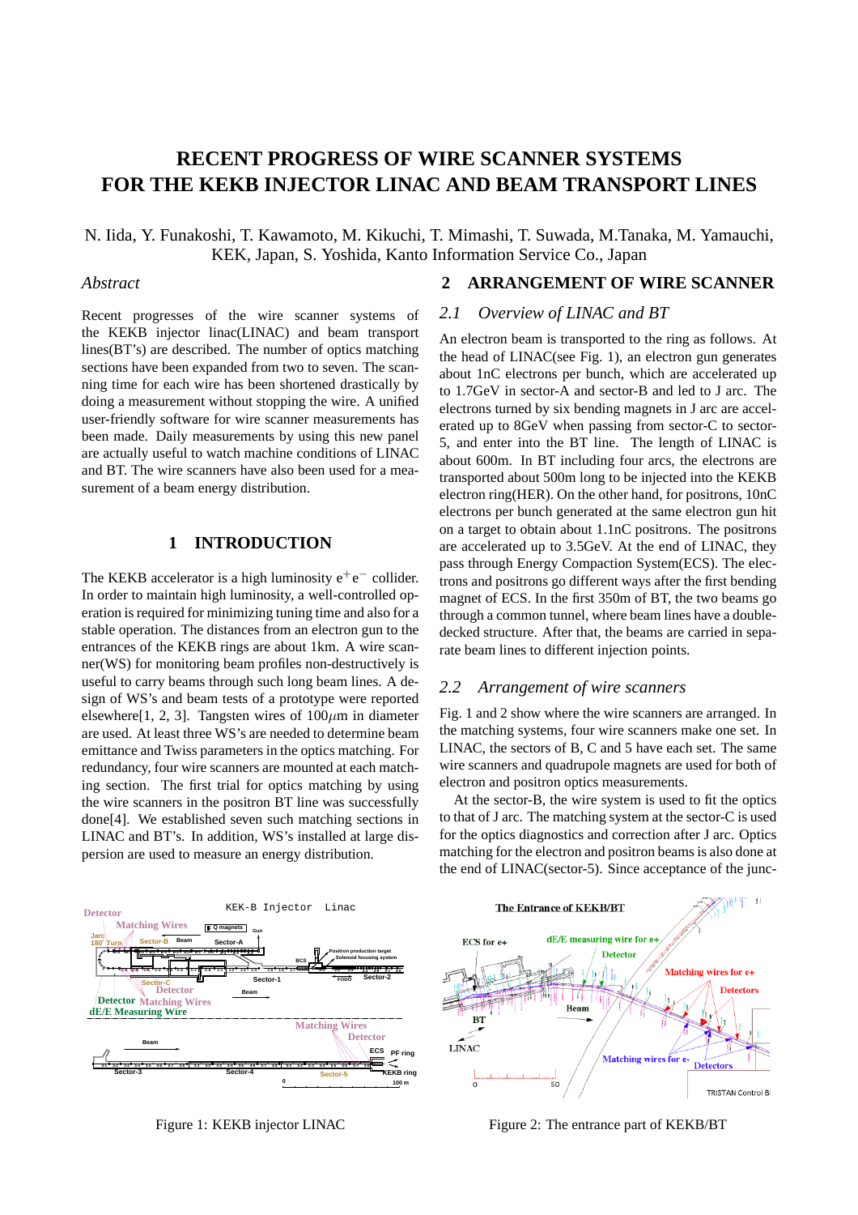# RECENT PROGRESS OF WIRE SCANNER SYSTEMS FOR THE KEKB INJECTOR LINAC AND BEAM TRANSPORT LINES

N. Iida, Y. Funakoshi, T. Kawamoto, M. Kikuchi, T. Mimashi, T. Suwada, M.Tanaka, M. Yamauchi, KEK, Japan, S. Yoshida, Kanto Information Service Co., Japan

*Abstract*

Recent progresses of the wire scanner systems of the KEKB injector linac(LINAC) and beam transport lines(BT's) are described. The number of optics matching sections have been expanded from two to seven. The scanning time for each wire has been shortened drastically by doing a measurement without stopping the wire. A unified user-friendly software for wire scanner measurements has been made. Daily measurements by using this new panel are actually useful to watch machine conditions of LINAC and BT. The wire scanners have also been used for a measurement of a beam energy distribution.

## 1 INTRODUCTION

The KEKB accelerator is a high luminosity $e^+e^-$ collider. In order to maintain high luminosity, a well-controlled operation is required for minimizing tuning time and also for a stable operation. The distances from an electron gun to the entrances of the KEKB rings are about 1km. A wire scanner(WS) for monitoring beam profiles non-destructively is useful to carry beams through such long beam lines. A design of WS's and beam tests of a prototype were reported elsewhere[1, 2, 3]. Tangsten wires of $100\mu$m in diameter are used. At least three WS's are needed to determine beam emittance and Twiss parameters in the optics matching. For redundancy, four wire scanners are mounted at each matching section. The first trial for optics matching by using the wire scanners in the positron BT line was successfully done[4]. We established seven such matching sections in LINAC and BT's. In addition, WS's installed at large dispersion are used to measure an energy distribution.

## 2 ARRANGEMENT OF WIRE SCANNER

### 2.1 Overview of LINAC and BT

An electron beam is transported to the ring as follows. At the head of LINAC(see Fig. 1), an electron gun generates about 1nC electrons per bunch, which are accelerated up to 1.7GeV in sector-A and sector-B and led to J arc. The electrons turned by six bending magnets in J arc are accelerated up to 8GeV when passing from sector-C to sector-5, and enter into the BT line. The length of LINAC is about 600m. In BT including four arcs, the electrons are transported about 500m long to be injected into the KEKB electron ring(HER). On the other hand, for positrons, 10nC electrons per bunch generated at the same electron gun hit on a target to obtain about 1.1nC positrons. The positrons are accelerated up to 3.5GeV. At the end of LINAC, they pass through Energy Compaction System(ECS). The electrons and positrons go different ways after the first bending magnet of ECS. In the first 350m of BT, the two beams go through a common tunnel, where beam lines have a double-decked structure. After that, the beams are carried in separate beam lines to different injection points.

### 2.2 Arrangement of wire scanners

Fig. 1 and 2 show where the wire scanners are arranged. In the matching systems, four wire scanners make one set. In LINAC, the sectors of B, C and 5 have each set. The same wire scanners and quadrupole magnets are used for both of electron and positron optics measurements.

At the sector-B, the wire system is used to fit the optics to that of J arc. The matching system at the sector-C is used for the optics diagnostics and correction after J arc. Optics matching for the electron and positron beams is also done at the end of LINAC(sector-5). Since acceptance of the junc-

Figure 1: KEKB injector LINAC

Figure 2: The entrance part of KEKB/BT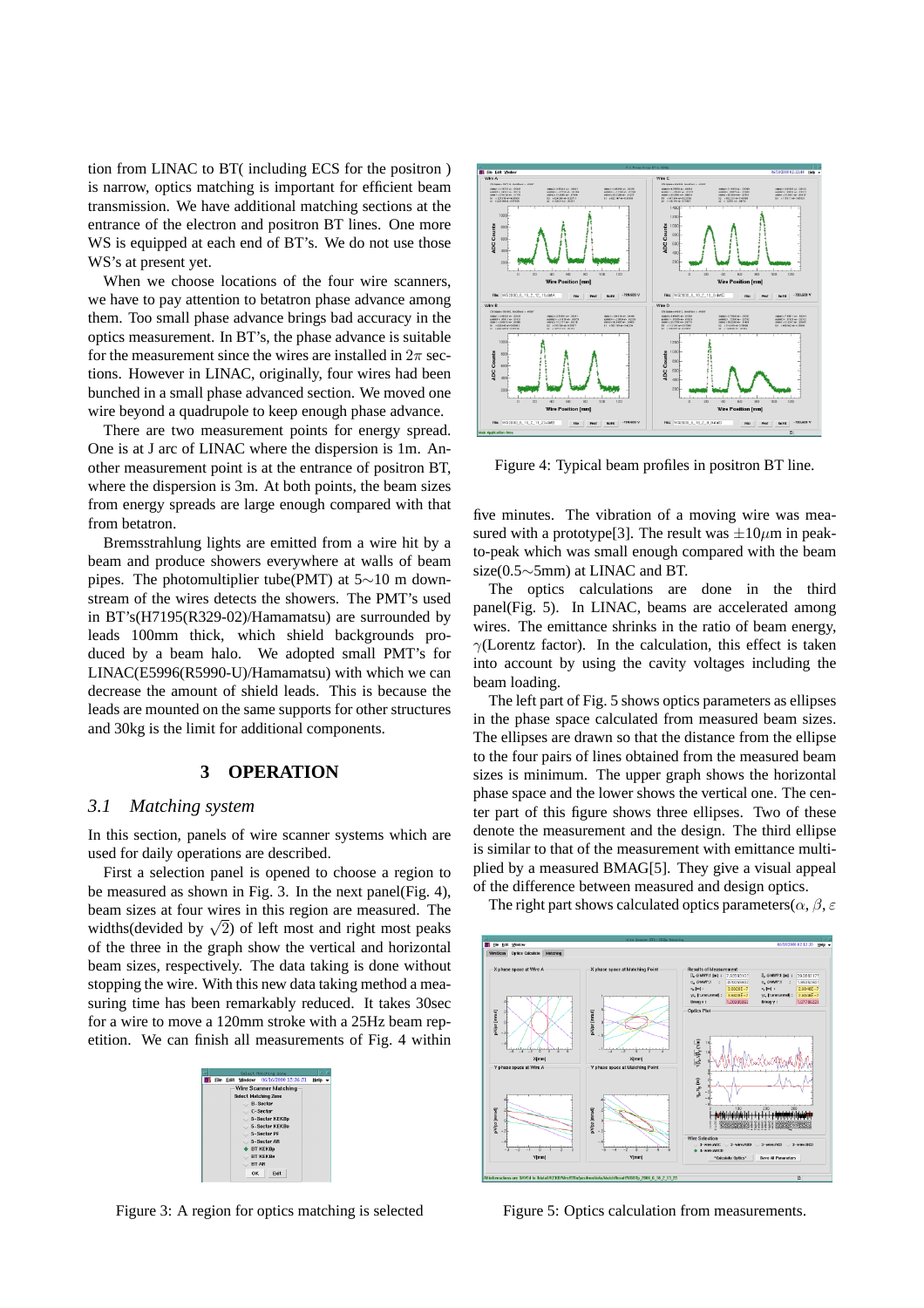tion from LINAC to BT( including ECS for the positron ) is narrow, optics matching is important for efficient beam transmission. We have additional matching sections at the entrance of the electron and positron BT lines. One more WS is equipped at each end of BT's. We do not use those WS's at present yet.

When we choose locations of the four wire scanners, we have to pay attention to betatron phase advance among them. Too small phase advance brings bad accuracy in the optics measurement. In BT's, the phase advance is suitable for the measurement since the wires are installed in $2\pi$ sections. However in LINAC, originally, four wires had been bunched in a small phase advanced section. We moved one wire beyond a quadrupole to keep enough phase advance.

There are two measurement points for energy spread. One is at J arc of LINAC where the dispersion is 1m. Another measurement point is at the entrance of positron BT, where the dispersion is 3m. At both points, the beam sizes from energy spreads are large enough compared with that from betatron.

Bremsstrahlung lights are emitted from a wire hit by a beam and produce showers everywhere at walls of beam pipes. The photomultiplier tube(PMT) at 5$\sim$10 m downstream of the wires detects the showers. The PMT's used in BT's(H7195(R329-02)/Hamamatsu) are surrounded by leads 100mm thick, which shield backgrounds produced by a beam halo. We adopted small PMT's for LINAC(E5996(R5990-U)/Hamamatsu) with which we can decrease the amount of shield leads. This is because the leads are mounted on the same supports for other structures and 30kg is the limit for additional components.

## 3 OPERATION

### *3.1 Matching system*

In this section, panels of wire scanner systems which are used for daily operations are described.

First a selection panel is opened to choose a region to be measured as shown in Fig. 3. In the next panel(Fig. 4), beam sizes at four wires in this region are measured. The widths(devided by $\sqrt{2}$) of left most and right most peaks of the three in the graph show the vertical and horizontal beam sizes, respectively. The data taking is done without stopping the wire. With this new data taking method a measuring time has been remarkably reduced. It takes 30sec for a wire to move a 120mm stroke with a 25Hz beam repetition. We can finish all measurements of Fig. 4 within

Figure 3: A region for optics matching is selected

Figure 4: Typical beam profiles in positron BT line.

five minutes. The vibration of a moving wire was measured with a prototype[3]. The result was $\pm 10\mu$m in peak-to-peak which was small enough compared with the beam size(0.5$\sim$5mm) at LINAC and BT.

The optics calculations are done in the third panel(Fig. 5). In LINAC, beams are accelerated among wires. The emittance shrinks in the ratio of beam energy, $\gamma$(Lorentz factor). In the calculation, this effect is taken into account by using the cavity voltages including the beam loading.

The left part of Fig. 5 shows optics parameters as ellipses in the phase space calculated from measured beam sizes. The ellipses are drawn so that the distance from the ellipse to the four pairs of lines obtained from the measured beam sizes is minimum. The upper graph shows the horizontal phase space and the lower shows the vertical one. The center part of this figure shows three ellipses. Two of these denote the measurement and the design. The third ellipse is similar to that of the measurement with emittance multiplied by a measured BMAG[5]. They give a visual appeal of the difference between measured and design optics.

The right part shows calculated optics parameters($\alpha$, $\beta$, $\varepsilon$

Figure 5: Optics calculation from measurements.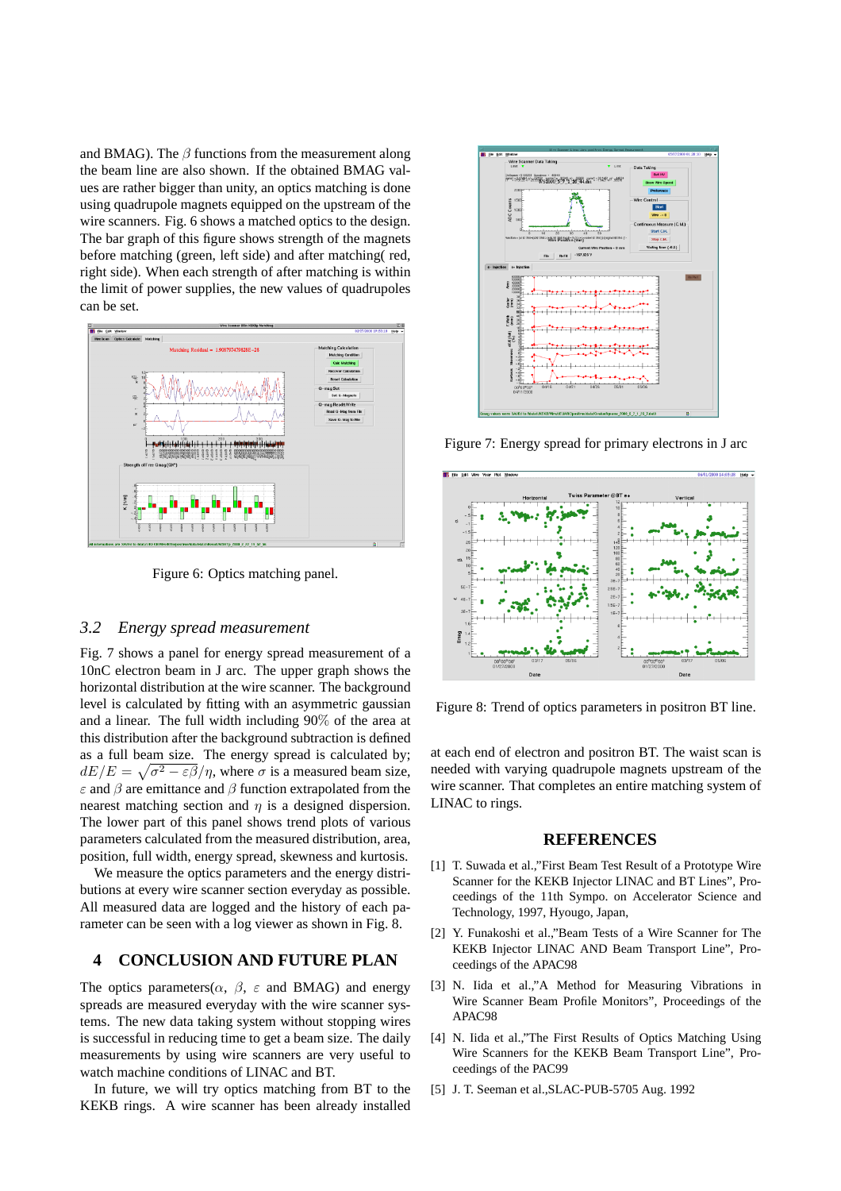and BMAG). The $\beta$ functions from the measurement along the beam line are also shown. If the obtained BMAG values are rather bigger than unity, an optics matching is done using quadrupole magnets equipped on the upstream of the wire scanners. Fig. 6 shows a matched optics to the design. The bar graph of this figure shows strength of the magnets before matching (green, left side) and after matching( red, right side). When each strength of after matching is within the limit of power supplies, the new values of quadrupoles can be set.

Figure 6: Optics matching panel.

### 3.2 Energy spread measurement

Fig. 7 shows a panel for energy spread measurement of a 10nC electron beam in J arc. The upper graph shows the horizontal distribution at the wire scanner. The background level is calculated by fitting with an asymmetric gaussian and a linear. The full width including 90% of the area at this distribution after the background subtraction is defined as a full beam size. The energy spread is calculated by; $dE/E = \sqrt{\sigma^2 - \varepsilon\beta}/\eta$, where $\sigma$ is a measured beam size, $\varepsilon$ and $\beta$ are emittance and $\beta$ function extrapolated from the nearest matching section and $\eta$ is a designed dispersion. The lower part of this panel shows trend plots of various parameters calculated from the measured distribution, area, position, full width, energy spread, skewness and kurtosis.

We measure the optics parameters and the energy distributions at every wire scanner section everyday as possible. All measured data are logged and the history of each parameter can be seen with a log viewer as shown in Fig. 8.

## 4 CONCLUSION AND FUTURE PLAN

The optics parameters($\alpha$, $\beta$, $\varepsilon$ and BMAG) and energy spreads are measured everyday with the wire scanner systems. The new data taking system without stopping wires is successful in reducing time to get a beam size. The daily measurements by using wire scanners are very useful to watch machine conditions of LINAC and BT.

In future, we will try optics matching from BT to the KEKB rings. A wire scanner has been already installed at each end of electron and positron BT. The waist scan is needed with varying quadrupole magnets upstream of the wire scanner. That completes an entire matching system of LINAC to rings.

Figure 7: Energy spread for primary electrons in J arc

Figure 8: Trend of optics parameters in positron BT line.

## REFERENCES

[1] T. Suwada et al.,"First Beam Test Result of a Prototype Wire Scanner for the KEKB Injector LINAC and BT Lines", Proceedings of the 11th Sympo. on Accelerator Science and Technology, 1997, Hyougo, Japan,

[2] Y. Funakoshi et al.,"Beam Tests of a Wire Scanner for The KEKB Injector LINAC AND Beam Transport Line", Proceedings of the APAC98

[3] N. Iida et al.,"A Method for Measuring Vibrations in Wire Scanner Beam Profile Monitors", Proceedings of the APAC98

[4] N. Iida et al.,"The First Results of Optics Matching Using Wire Scanners for the KEKB Beam Transport Line", Proceedings of the PAC99

[5] J. T. Seeman et al.,SLAC-PUB-5705 Aug. 1992